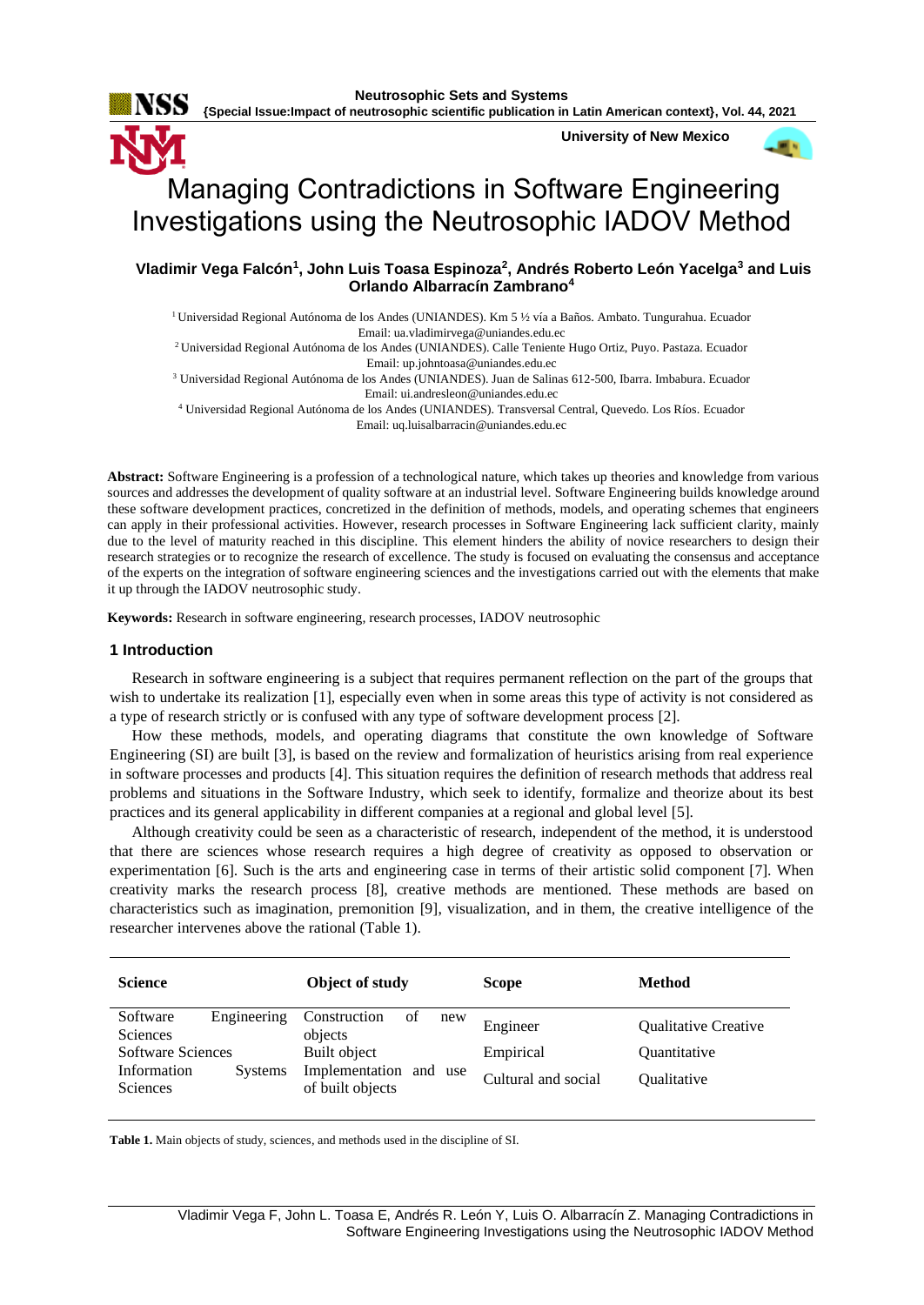# Managing Contradictions in Software Engineering Investigations using the Neutrosophic IADOV Method

**Vladimir Vega Falcón[1], John Luis Toasa Espinoza[2], Andrés Roberto León Yacelga[3] and Luis Orlando Albarracín Zambrano[4]**

[1] Universidad Regional Autónoma de los Andes (UNIANDES). Km 5 ½ vía a Baños. Ambato. Tungurahua. Ecuador
Email: ua.vladimirvega@uniandes.edu.ec

[2] Universidad Regional Autónoma de los Andes (UNIANDES). Calle Teniente Hugo Ortiz, Puyo. Pastaza. Ecuador
Email: up.johntoasa@uniandes.edu.ec

[3] Universidad Regional Autónoma de los Andes (UNIANDES). Juan de Salinas 612-500, Ibarra. Imbabura. Ecuador
Email: ui.andresleon@uniandes.edu.ec

[4] Universidad Regional Autónoma de los Andes (UNIANDES). Transversal Central, Quevedo. Los Ríos. Ecuador
Email: uq.luisalbarracin@uniandes.edu.ec

**Abstract:** Software Engineering is a profession of a technological nature, which takes up theories and knowledge from various sources and addresses the development of quality software at an industrial level. Software Engineering builds knowledge around these software development practices, concretized in the definition of methods, models, and operating schemes that engineers can apply in their professional activities. However, research processes in Software Engineering lack sufficient clarity, mainly due to the level of maturity reached in this discipline. This element hinders the ability of novice researchers to design their research strategies or to recognize the research of excellence. The study is focused on evaluating the consensus and acceptance of the experts on the integration of software engineering sciences and the investigations carried out with the elements that make it up through the IADOV neutrosophic study.

**Keywords:** Research in software engineering, research processes, IADOV neutrosophic

## 1 Introduction

Research in software engineering is a subject that requires permanent reflection on the part of the groups that wish to undertake its realization [1], especially even when in some areas this type of activity is not considered as a type of research strictly or is confused with any type of software development process [2].

How these methods, models, and operating diagrams that constitute the own knowledge of Software Engineering (SI) are built [3], is based on the review and formalization of heuristics arising from real experience in software processes and products [4]. This situation requires the definition of research methods that address real problems and situations in the Software Industry, which seek to identify, formalize and theorize about its best practices and its general applicability in different companies at a regional and global level [5].

Although creativity could be seen as a characteristic of research, independent of the method, it is understood that there are sciences whose research requires a high degree of creativity as opposed to observation or experimentation [6]. Such is the arts and engineering case in terms of their artistic solid component [7]. When creativity marks the research process [8], creative methods are mentioned. These methods are based on characteristics such as imagination, premonition [9], visualization, and in them, the creative intelligence of the researcher intervenes above the rational (Table 1).

| Science | Object of study | Scope | Method |
|---|---|---|---|
| Software Engineering Sciences | Construction of new objects | Engineer | Qualitative Creative |
| Software Sciences | Built object | Empirical | Quantitative |
| Information Systems Sciences | Implementation and use of built objects | Cultural and social | Qualitative |

**Table 1.** Main objects of study, sciences, and methods used in the discipline of SI.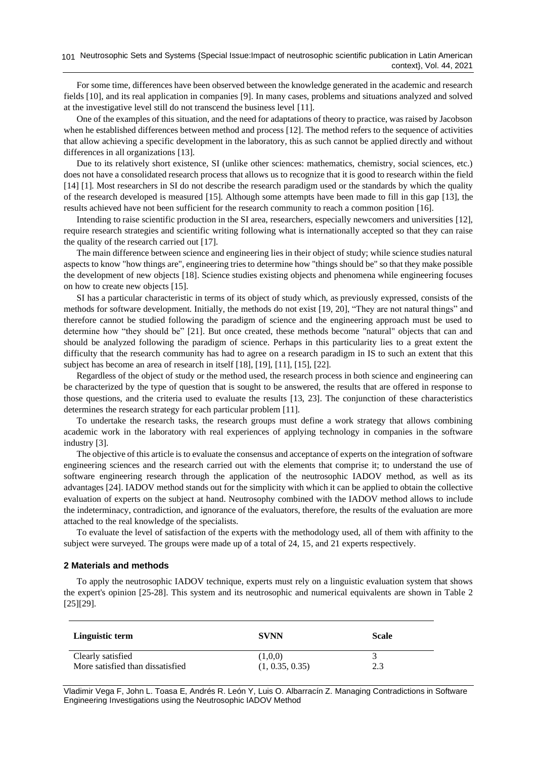For some time, differences have been observed between the knowledge generated in the academic and research fields [10], and its real application in companies [9]. In many cases, problems and situations analyzed and solved at the investigative level still do not transcend the business level [11].

One of the examples of this situation, and the need for adaptations of theory to practice, was raised by Jacobson when he established differences between method and process [12]. The method refers to the sequence of activities that allow achieving a specific development in the laboratory, this as such cannot be applied directly and without differences in all organizations [13].

Due to its relatively short existence, SI (unlike other sciences: mathematics, chemistry, social sciences, etc.) does not have a consolidated research process that allows us to recognize that it is good to research within the field [14] [1]. Most researchers in SI do not describe the research paradigm used or the standards by which the quality of the research developed is measured [15]. Although some attempts have been made to fill in this gap [13], the results achieved have not been sufficient for the research community to reach a common position [16].

Intending to raise scientific production in the SI area, researchers, especially newcomers and universities [12], require research strategies and scientific writing following what is internationally accepted so that they can raise the quality of the research carried out [17].

The main difference between science and engineering lies in their object of study; while science studies natural aspects to know "how things are", engineering tries to determine how "things should be" so that they make possible the development of new objects [18]. Science studies existing objects and phenomena while engineering focuses on how to create new objects [15].

SI has a particular characteristic in terms of its object of study which, as previously expressed, consists of the methods for software development. Initially, the methods do not exist [19, 20], "They are not natural things" and therefore cannot be studied following the paradigm of science and the engineering approach must be used to determine how "they should be" [21]. But once created, these methods become "natural" objects that can and should be analyzed following the paradigm of science. Perhaps in this particularity lies to a great extent the difficulty that the research community has had to agree on a research paradigm in IS to such an extent that this subject has become an area of research in itself [18], [19], [11], [15], [22].

Regardless of the object of study or the method used, the research process in both science and engineering can be characterized by the type of question that is sought to be answered, the results that are offered in response to those questions, and the criteria used to evaluate the results [13, 23]. The conjunction of these characteristics determines the research strategy for each particular problem [11].

To undertake the research tasks, the research groups must define a work strategy that allows combining academic work in the laboratory with real experiences of applying technology in companies in the software industry [3].

The objective of this article is to evaluate the consensus and acceptance of experts on the integration of software engineering sciences and the research carried out with the elements that comprise it; to understand the use of software engineering research through the application of the neutrosophic IADOV method, as well as its advantages [24]. IADOV method stands out for the simplicity with which it can be applied to obtain the collective evaluation of experts on the subject at hand. Neutrosophy combined with the IADOV method allows to include the indeterminacy, contradiction, and ignorance of the evaluators, therefore, the results of the evaluation are more attached to the real knowledge of the specialists.

To evaluate the level of satisfaction of the experts with the methodology used, all of them with affinity to the subject were surveyed. The groups were made up of a total of 24, 15, and 21 experts respectively.

## 2 Materials and methods

To apply the neutrosophic IADOV technique, experts must rely on a linguistic evaluation system that shows the expert's opinion [25-28]. This system and its neutrosophic and numerical equivalents are shown in Table 2 [25][29].

| Linguistic term | SVNN | Scale |
|---|---|---|
| Clearly satisfied | (1,0,0) | 3 |
| More satisfied than dissatisfied | (1, 0.35, 0.35) | 2.3 |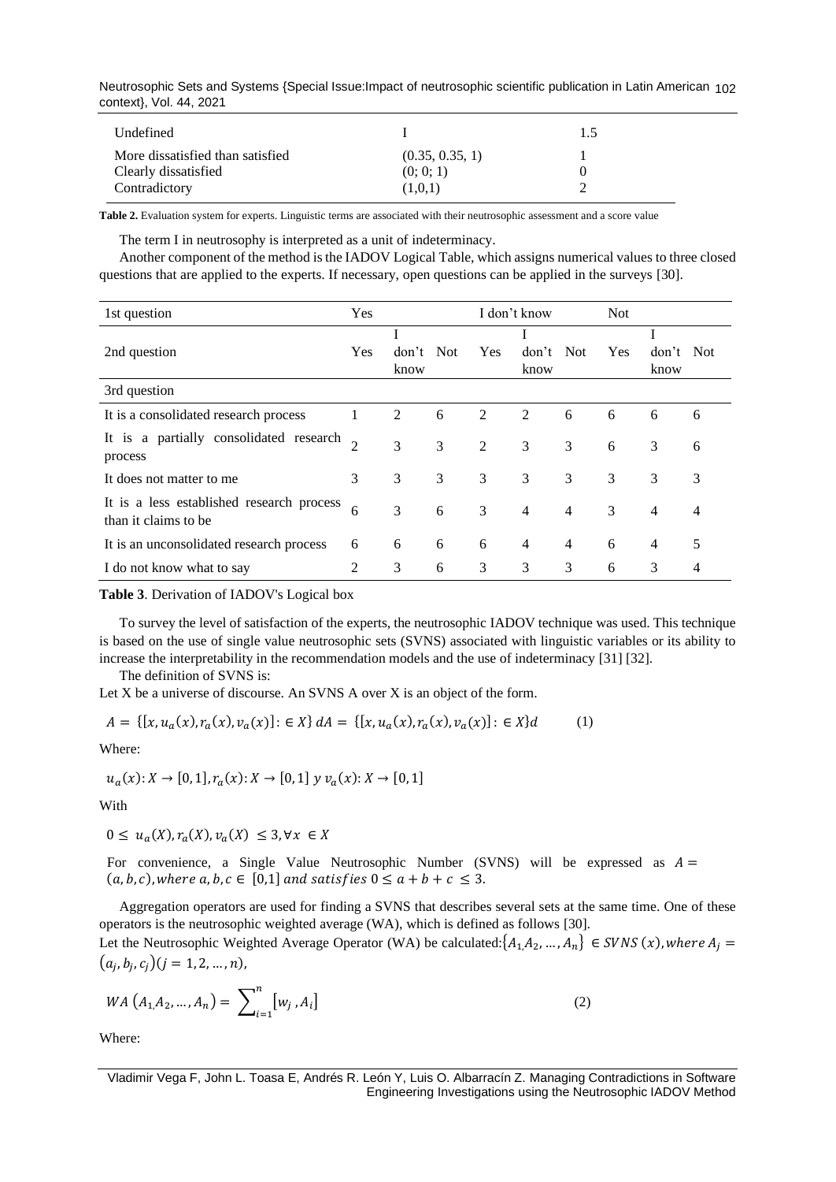| Undefined | I | 1.5 |
| --- | --- | --- |
| More dissatisfied than satisfied | (0.35, 0.35, 1) | 1 |
| Clearly dissatisfied | (0; 0; 1) | 0 |
| Contradictory | (1,0,1) | 2 |

**Table 2.** Evaluation system for experts. Linguistic terms are associated with their neutrosophic assessment and a score value

The term I in neutrosophy is interpreted as a unit of indeterminacy.

Another component of the method is the IADOV Logical Table, which assigns numerical values to three closed questions that are applied to the experts. If necessary, open questions can be applied in the surveys [30].

| 1st question | Yes | | | I don't know | | | Not | | |
| --- | --- | --- | --- | --- | --- | --- | --- | --- | --- |
| 2nd question | Yes | I don't know | Not | Yes | I don't know | Not | Yes | I don't know | Not |
| 3rd question | | | | | | | | | |
| It is a consolidated research process | 1 | 2 | 6 | 2 | 2 | 6 | 6 | 6 | 6 |
| It is a partially consolidated research process | 2 | 3 | 3 | 2 | 3 | 3 | 6 | 3 | 6 |
| It does not matter to me | 3 | 3 | 3 | 3 | 3 | 3 | 3 | 3 | 3 |
| It is a less established research process than it claims to be | 6 | 3 | 6 | 3 | 4 | 4 | 3 | 4 | 4 |
| It is an unconsolidated research process | 6 | 6 | 6 | 6 | 4 | 4 | 6 | 4 | 5 |
| I do not know what to say | 2 | 3 | 6 | 3 | 3 | 3 | 6 | 3 | 4 |

**Table 3**. Derivation of IADOV's Logical box

To survey the level of satisfaction of the experts, the neutrosophic IADOV technique was used. This technique is based on the use of single value neutrosophic sets (SVNS) associated with linguistic variables or its ability to increase the interpretability in the recommendation models and the use of indeterminacy [31] [32].

The definition of SVNS is:

Let X be a universe of discourse. An SVNS A over X is an object of the form.

$$A = \{[x, u_a(x), r_a(x), v_a(x)] : \in X\}\, dA = \{[x, u_a(x), r_a(x), v_a(x)] : \in X\}d \qquad (1)$$

Where:

$u_a(x): X \to [0,1], r_a(x): X \to [0,1]\ y\ v_a(x): X \to [0,1]$

With

$0 \leq u_a(X), r_a(X), v_a(X) \leq 3, \forall x \in X$

For convenience, a Single Value Neutrosophic Number (SVNS) will be expressed as $A = (a, b, c), where\ a, b, c \in [0,1]\ and\ satisfies\ 0 \leq a + b + c \leq 3.$

Aggregation operators are used for finding a SVNS that describes several sets at the same time. One of these operators is the neutrosophic weighted average (WA), which is defined as follows [30].

Let the Neutrosophic Weighted Average Operator (WA) be calculated: $\{A_1, A_2, \dots, A_n\} \in SVNS\,(x), where\ A_j = (a_j, b_j, c_j)(j = 1, 2, \dots, n),$

$$WA\,(A_1, A_2, \dots, A_n) = \sum_{i=1}^{n} [w_j\,, A_i] \qquad (2)$$

Where: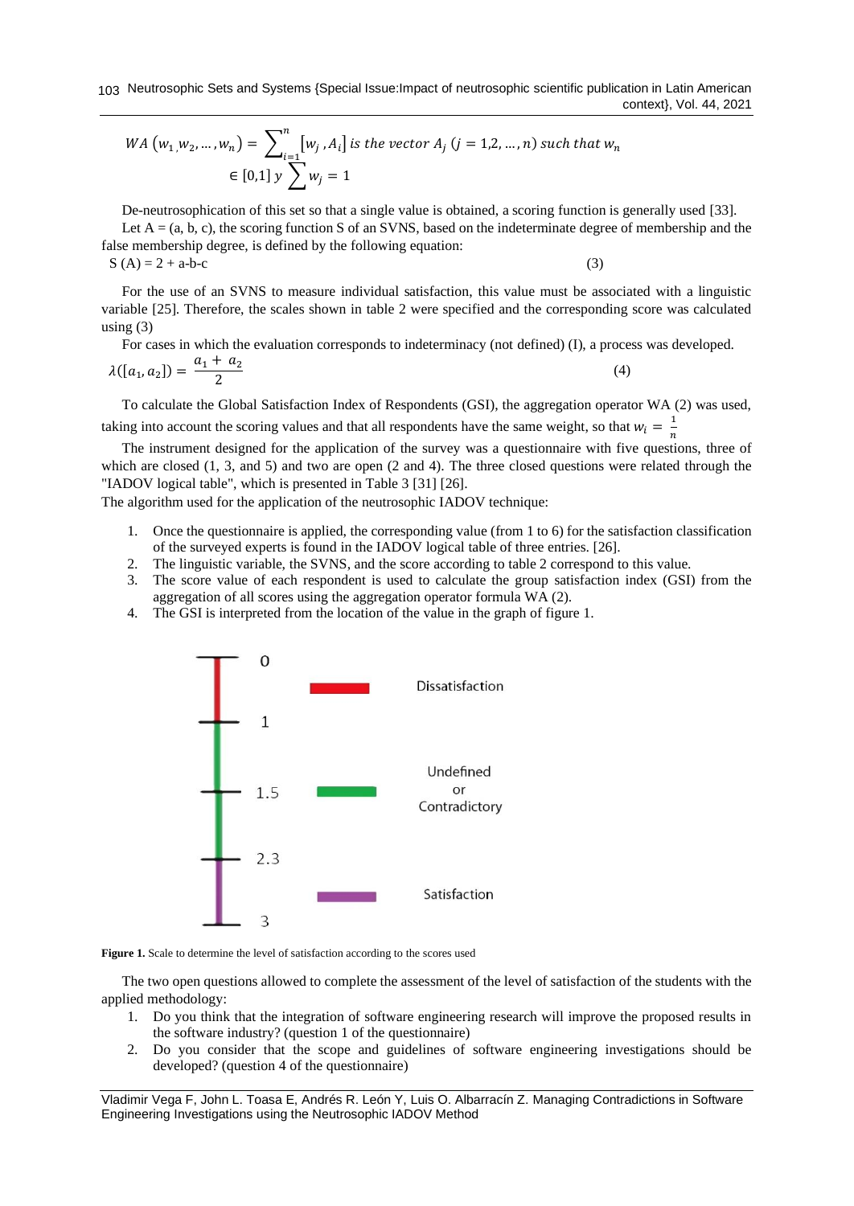$$WA\,(w_{1,}w_2,\ldots,w_n) = \sum_{i=1}^{n}[w_j\,,A_i]\ is\ the\ vector\ A_j\ (j = 1,2,\ldots,n)\ such\ that\ w_n \in [0,1]\ y \sum w_j = 1$$

De-neutrosophication of this set so that a single value is obtained, a scoring function is generally used [33].

Let A = (a, b, c), the scoring function S of an SVNS, based on the indeterminate degree of membership and the false membership degree, is defined by the following equation:

S (A) = 2 + a-b-c (3)

For the use of an SVNS to measure individual satisfaction, this value must be associated with a linguistic variable [25]. Therefore, the scales shown in table 2 were specified and the corresponding score was calculated using (3)

For cases in which the evaluation corresponds to indeterminacy (not defined) (I), a process was developed.

$$\lambda([a_1, a_2]) = \frac{a_1 + a_2}{2} \quad (4)$$

To calculate the Global Satisfaction Index of Respondents (GSI), the aggregation operator WA (2) was used, taking into account the scoring values and that all respondents have the same weight, so that $w_i = \frac{1}{n}$

The instrument designed for the application of the survey was a questionnaire with five questions, three of which are closed (1, 3, and 5) and two are open (2 and 4). The three closed questions were related through the "IADOV logical table", which is presented in Table 3 [31] [26].

The algorithm used for the application of the neutrosophic IADOV technique:

1. Once the questionnaire is applied, the corresponding value (from 1 to 6) for the satisfaction classification of the surveyed experts is found in the IADOV logical table of three entries. [26].
2. The linguistic variable, the SVNS, and the score according to table 2 correspond to this value.
3. The score value of each respondent is used to calculate the group satisfaction index (GSI) from the aggregation of all scores using the aggregation operator formula WA (2).
4. The GSI is interpreted from the location of the value in the graph of figure 1.

| Scale | Level |
|---|---|
| 0 – 1 | Dissatisfaction |
| 1 – 1.5 – 2.3 | Undefined or Contradictory |
| 2.3 – 3 | Satisfaction |

**Figure 1.** Scale to determine the level of satisfaction according to the scores used

The two open questions allowed to complete the assessment of the level of satisfaction of the students with the applied methodology:

1. Do you think that the integration of software engineering research will improve the proposed results in the software industry? (question 1 of the questionnaire)
2. Do you consider that the scope and guidelines of software engineering investigations should be developed? (question 4 of the questionnaire)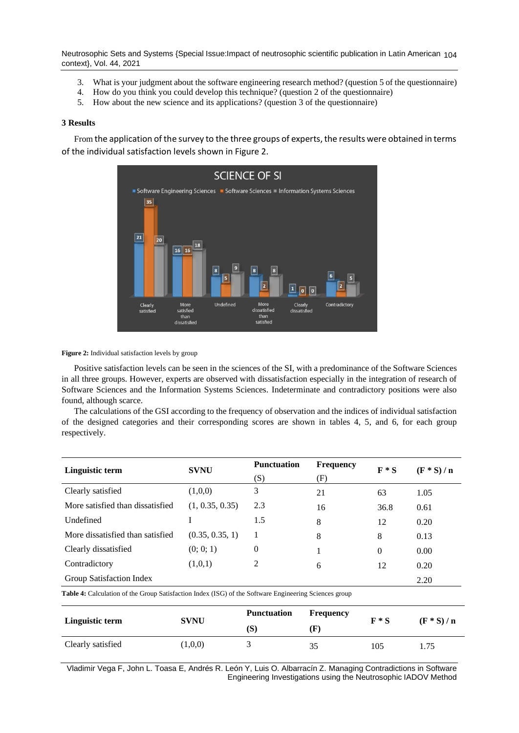3. What is your judgment about the software engineering research method? (question 5 of the questionnaire)
4. How do you think you could develop this technique? (question 2 of the questionnaire)
5. How about the new science and its applications? (question 3 of the questionnaire)

## 3 Results

From the application of the survey to the three groups of experts, the results were obtained in terms of the individual satisfaction levels shown in Figure 2.

**Figure 2:** Individual satisfaction levels by group

Positive satisfaction levels can be seen in the sciences of the SI, with a predominance of the Software Sciences in all three groups. However, experts are observed with dissatisfaction especially in the integration of research of Software Sciences and the Information Systems Sciences. Indeterminate and contradictory positions were also found, although scarce.

The calculations of the GSI according to the frequency of observation and the indices of individual satisfaction of the designed categories and their corresponding scores are shown in tables 4, 5, and 6, for each group respectively.

| Linguistic term | SVNU | Punctuation (S) | Frequency (F) | F * S | (F * S) / n |
|---|---|---|---|---|---|
| Clearly satisfied | (1,0,0) | 3 | 21 | 63 | 1.05 |
| More satisfied than dissatisfied | (1, 0.35, 0.35) | 2.3 | 16 | 36.8 | 0.61 |
| Undefined | I | 1.5 | 8 | 12 | 0.20 |
| More dissatisfied than satisfied | (0.35, 0.35, 1) | 1 | 8 | 8 | 0.13 |
| Clearly dissatisfied | (0; 0; 1) | 0 | 1 | 0 | 0.00 |
| Contradictory | (1,0,1) | 2 | 6 | 12 | 0.20 |
| Group Satisfaction Index | | | | | 2.20 |

**Table 4:** Calculation of the Group Satisfaction Index (ISG) of the Software Engineering Sciences group

| Linguistic term | SVNU | Punctuation (S) | Frequency (F) | F * S | (F * S) / n |
|---|---|---|---|---|---|
| Clearly satisfied | (1,0,0) | 3 | 35 | 105 | 1.75 |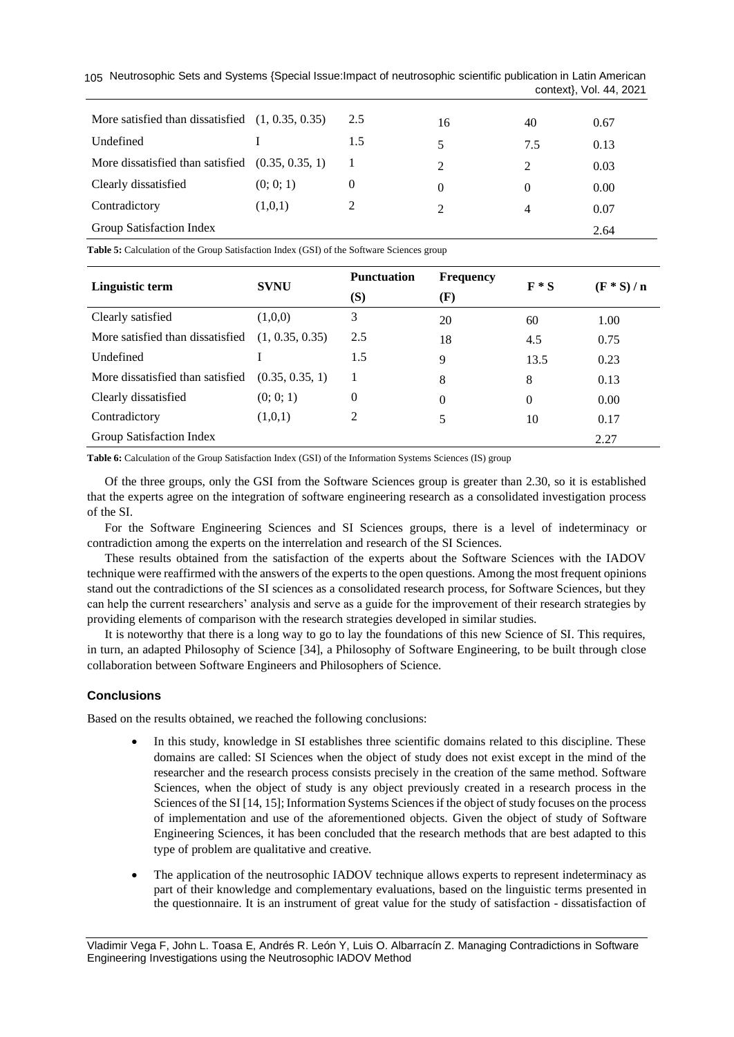| More satisfied than dissatisfied | (1, 0.35, 0.35) | 2.5 | 16 | 40 | 0.67 |
|---|---|---|---|---|---|
| Undefined | I | 1.5 | 5 | 7.5 | 0.13 |
| More dissatisfied than satisfied | (0.35, 0.35, 1) | 1 | 2 | 2 | 0.03 |
| Clearly dissatisfied | (0; 0; 1) | 0 | 0 | 0 | 0.00 |
| Contradictory | (1,0,1) | 2 | 2 | 4 | 0.07 |
| Group Satisfaction Index | | | | | 2.64 |

**Table 5:** Calculation of the Group Satisfaction Index (GSI) of the Software Sciences group

| Linguistic term | SVNU | Punctuation (S) | Frequency (F) | F * S | (F * S) / n |
|---|---|---|---|---|---|
| Clearly satisfied | (1,0,0) | 3 | 20 | 60 | 1.00 |
| More satisfied than dissatisfied | (1, 0.35, 0.35) | 2.5 | 18 | 4.5 | 0.75 |
| Undefined | I | 1.5 | 9 | 13.5 | 0.23 |
| More dissatisfied than satisfied | (0.35, 0.35, 1) | 1 | 8 | 8 | 0.13 |
| Clearly dissatisfied | (0; 0; 1) | 0 | 0 | 0 | 0.00 |
| Contradictory | (1,0,1) | 2 | 5 | 10 | 0.17 |
| Group Satisfaction Index | | | | | 2.27 |

**Table 6:** Calculation of the Group Satisfaction Index (GSI) of the Information Systems Sciences (IS) group

Of the three groups, only the GSI from the Software Sciences group is greater than 2.30, so it is established that the experts agree on the integration of software engineering research as a consolidated investigation process of the SI.

For the Software Engineering Sciences and SI Sciences groups, there is a level of indeterminacy or contradiction among the experts on the interrelation and research of the SI Sciences.

These results obtained from the satisfaction of the experts about the Software Sciences with the IADOV technique were reaffirmed with the answers of the experts to the open questions. Among the most frequent opinions stand out the contradictions of the SI sciences as a consolidated research process, for Software Sciences, but they can help the current researchers' analysis and serve as a guide for the improvement of their research strategies by providing elements of comparison with the research strategies developed in similar studies.

It is noteworthy that there is a long way to go to lay the foundations of this new Science of SI. This requires, in turn, an adapted Philosophy of Science [34], a Philosophy of Software Engineering, to be built through close collaboration between Software Engineers and Philosophers of Science.

## Conclusions

Based on the results obtained, we reached the following conclusions:

- In this study, knowledge in SI establishes three scientific domains related to this discipline. These domains are called: SI Sciences when the object of study does not exist except in the mind of the researcher and the research process consists precisely in the creation of the same method. Software Sciences, when the object of study is any object previously created in a research process in the Sciences of the SI [14, 15]; Information Systems Sciences if the object of study focuses on the process of implementation and use of the aforementioned objects. Given the object of study of Software Engineering Sciences, it has been concluded that the research methods that are best adapted to this type of problem are qualitative and creative.
- The application of the neutrosophic IADOV technique allows experts to represent indeterminacy as part of their knowledge and complementary evaluations, based on the linguistic terms presented in the questionnaire. It is an instrument of great value for the study of satisfaction - dissatisfaction of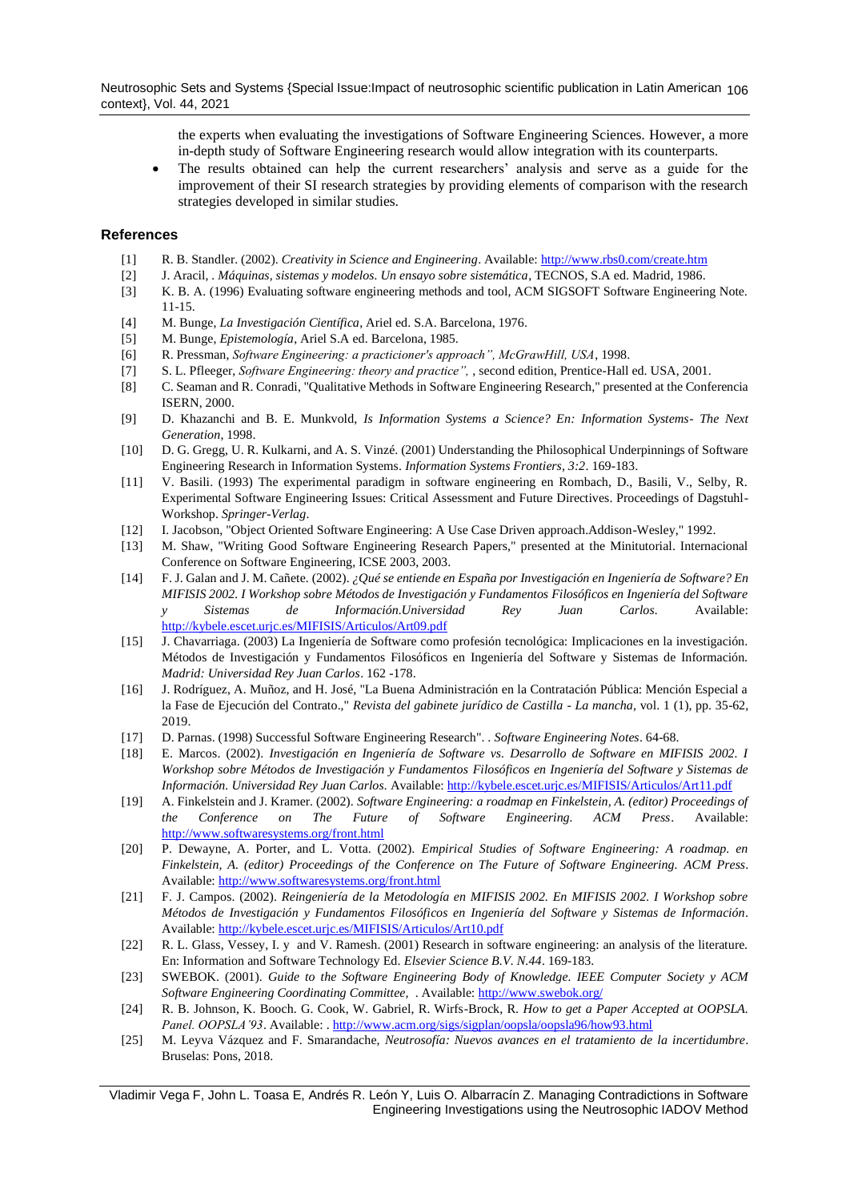the experts when evaluating the investigations of Software Engineering Sciences. However, a more in-depth study of Software Engineering research would allow integration with its counterparts.

- The results obtained can help the current researchers' analysis and serve as a guide for the improvement of their SI research strategies by providing elements of comparison with the research strategies developed in similar studies.

## References

[1] R. B. Standler. (2002). *Creativity in Science and Engineering*. Available: http://www.rbs0.com/create.htm

[2] J. Aracil, . *Máquinas, sistemas y modelos. Un ensayo sobre sistemática*, TECNOS, S.A ed. Madrid, 1986.

[3] K. B. A. (1996) Evaluating software engineering methods and tool, ACM SIGSOFT Software Engineering Note. 11-15.

[4] M. Bunge, *La Investigación Científica*, Ariel ed. S.A. Barcelona, 1976.

[5] M. Bunge, *Epistemología*, Ariel S.A ed. Barcelona, 1985.

[6] R. Pressman, *Software Engineering: a practicioner's approach", McGrawHill, USA*, 1998.

[7] S. L. Pfleeger, *Software Engineering: theory and practice",* , second edition, Prentice-Hall ed. USA, 2001.

[8] C. Seaman and R. Conradi, "Qualitative Methods in Software Engineering Research," presented at the Conferencia ISERN, 2000.

[9] D. Khazanchi and B. E. Munkvold, *Is Information Systems a Science? En: Information Systems- The Next Generation*, 1998.

[10] D. G. Gregg, U. R. Kulkarni, and A. S. Vinzé. (2001) Understanding the Philosophical Underpinnings of Software Engineering Research in Information Systems. *Information Systems Frontiers, 3:2*. 169-183.

[11] V. Basili. (1993) The experimental paradigm in software engineering en Rombach, D., Basili, V., Selby, R. Experimental Software Engineering Issues: Critical Assessment and Future Directives. Proceedings of Dagstuhl-Workshop. *Springer-Verlag*.

[12] I. Jacobson, "Object Oriented Software Engineering: A Use Case Driven approach.Addison-Wesley," 1992.

[13] M. Shaw, "Writing Good Software Engineering Research Papers," presented at the Minitutorial. Internacional Conference on Software Engineering, ICSE 2003, 2003.

[14] F. J. Galan and J. M. Cañete. (2002). *¿Qué se entiende en España por Investigación en Ingeniería de Software? En MIFISIS 2002. I Workshop sobre Métodos de Investigación y Fundamentos Filosóficos en Ingeniería del Software y Sistemas de Información.Universidad Rey Juan Carlos*. Available: http://kybele.escet.urjc.es/MIFISIS/Articulos/Art09.pdf

[15] J. Chavarriaga. (2003) La Ingeniería de Software como profesión tecnológica: Implicaciones en la investigación. Métodos de Investigación y Fundamentos Filosóficos en Ingeniería del Software y Sistemas de Información. *Madrid: Universidad Rey Juan Carlos*. 162 -178.

[16] J. Rodríguez, A. Muñoz, and H. José, "La Buena Administración en la Contratación Pública: Mención Especial a la Fase de Ejecución del Contrato.," *Revista del gabinete jurídico de Castilla - La mancha*, vol. 1 (1), pp. 35-62, 2019.

[17] D. Parnas. (1998) Successful Software Engineering Research". . *Software Engineering Notes*. 64-68.

[18] E. Marcos. (2002). *Investigación en Ingeniería de Software vs. Desarrollo de Software en MIFISIS 2002. I Workshop sobre Métodos de Investigación y Fundamentos Filosóficos en Ingeniería del Software y Sistemas de Información. Universidad Rey Juan Carlos.* Available: http://kybele.escet.urjc.es/MIFISIS/Articulos/Art11.pdf

[19] A. Finkelstein and J. Kramer. (2002). *Software Engineering: a roadmap en Finkelstein, A. (editor) Proceedings of the Conference on The Future of Software Engineering. ACM Press*. Available: http://www.softwaresystems.org/front.html

[20] P. Dewayne, A. Porter, and L. Votta. (2002). *Empirical Studies of Software Engineering: A roadmap. en Finkelstein, A. (editor) Proceedings of the Conference on The Future of Software Engineering. ACM Press*. Available: http://www.softwaresystems.org/front.html

[21] F. J. Campos. (2002). *Reingeniería de la Metodología en MIFISIS 2002. En MIFISIS 2002. I Workshop sobre Métodos de Investigación y Fundamentos Filosóficos en Ingeniería del Software y Sistemas de Información*. Available: http://kybele.escet.urjc.es/MIFISIS/Articulos/Art10.pdf

[22] R. L. Glass, Vessey, I. y and V. Ramesh. (2001) Research in software engineering: an analysis of the literature. En: Information and Software Technology Ed. *Elsevier Science B.V. N.44*. 169-183.

[23] SWEBOK. (2001). *Guide to the Software Engineering Body of Knowledge. IEEE Computer Society y ACM Software Engineering Coordinating Committee,* . Available: http://www.swebok.org/

[24] R. B. Johnson, K. Booch. G. Cook, W. Gabriel, R. Wirfs-Brock, R. *How to get a Paper Accepted at OOPSLA. Panel. OOPSLA'93*. Available: . http://www.acm.org/sigs/sigplan/oopsla/oopsla96/how93.html

[25] M. Leyva Vázquez and F. Smarandache, *Neutrosofía: Nuevos avances en el tratamiento de la incertidumbre*. Bruselas: Pons, 2018.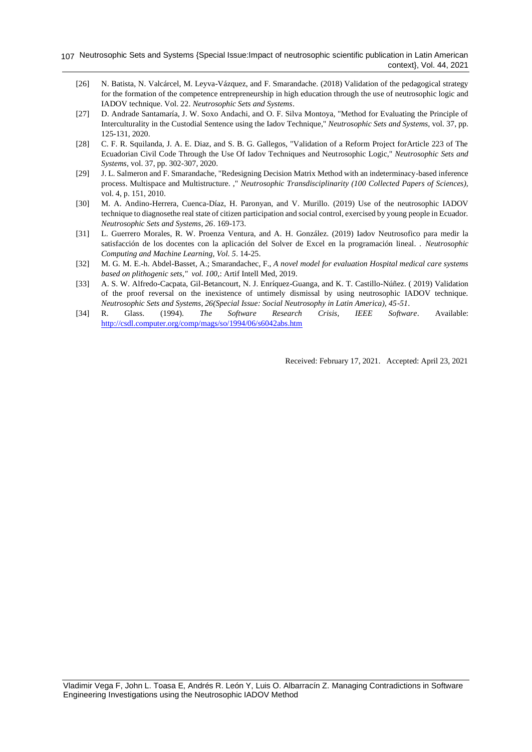[26] N. Batista, N. Valcárcel, M. Leyva-Vázquez, and F. Smarandache. (2018) Validation of the pedagogical strategy for the formation of the competence entrepreneurship in high education through the use of neutrosophic logic and IADOV technique. Vol. 22. *Neutrosophic Sets and Systems*.

[27] D. Andrade Santamaría, J. W. Soxo Andachi, and O. F. Silva Montoya, "Method for Evaluating the Principle of Interculturality in the Custodial Sentence using the Iadov Technique," *Neutrosophic Sets and Systems*, vol. 37, pp. 125-131, 2020.

[28] C. F. R. Squilanda, J. A. E. Diaz, and S. B. G. Gallegos, "Validation of a Reform Project forArticle 223 of The Ecuadorian Civil Code Through the Use Of Iadov Techniques and Neutrosophic Logic," *Neutrosophic Sets and Systems*, vol. 37, pp. 302-307, 2020.

[29] J. L. Salmeron and F. Smarandache, "Redesigning Decision Matrix Method with an indeterminacy-based inference process. Multispace and Multistructure. ," *Neutrosophic Transdisciplinarity (100 Collected Papers of Sciences)*, vol. 4, p. 151, 2010.

[30] M. A. Andino-Herrera, Cuenca-Díaz, H. Paronyan, and V. Murillo. (2019) Use of the neutrosophic IADOV technique to diagnosethe real state of citizen participation and social control, exercised by young people in Ecuador. *Neutrosophic Sets and Systems, 26*. 169-173.

[31] L. Guerrero Morales, R. W. Proenza Ventura, and A. H. González. (2019) Iadov Neutrosofico para medir la satisfacción de los docentes con la aplicación del Solver de Excel en la programación lineal. . *Neutrosophic Computing and Machine Learning, Vol. 5*. 14-25.

[32] M. G. M. E.-h. Abdel-Basset, A.; Smarandachec, F., *A novel model for evaluation Hospital medical care systems based on plithogenic sets," vol. 100*,: Artif Intell Med, 2019.

[33] A. S. W. Alfredo-Cacpata, Gil-Betancourt, N. J. Enríquez-Guanga, and K. T. Castillo-Núñez. ( 2019) Validation of the proof reversal on the inexistence of untimely dismissal by using neutrosophic IADOV technique. *Neutrosophic Sets and Systems, 26(Special Issue: Social Neutrosophy in Latin America), 45-51*.

[34] R. Glass. (1994). *The Software Research Crisis, IEEE Software*. Available: http://csdl.computer.org/comp/mags/so/1994/06/s6042abs.htm

Received: February 17, 2021. Accepted: April 23, 2021